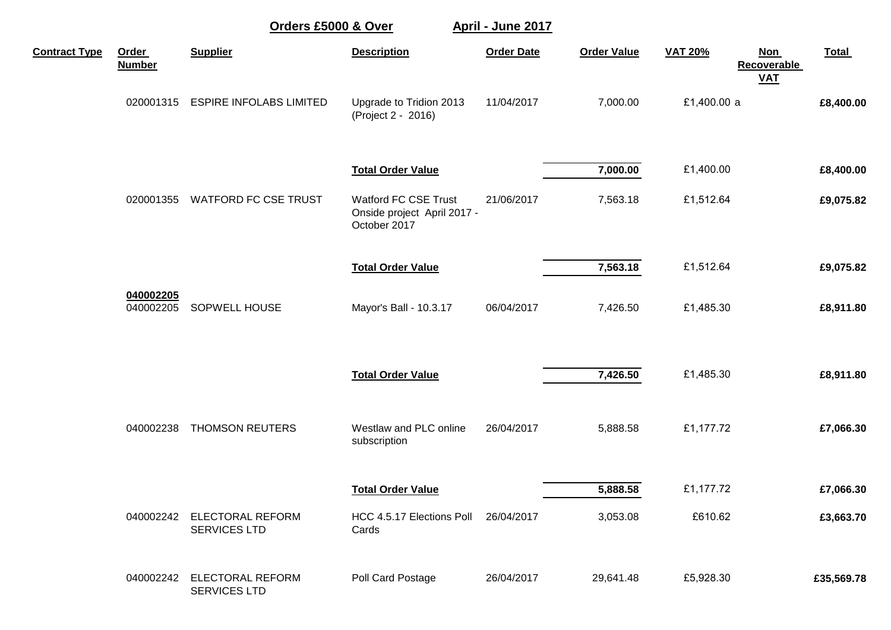**Orders £5000 & Over** **April - June 2017**

| Contract Type | Order Number | Supplier | Description | Order Date | Order Value | VAT 20% | Non Recoverable VAT | Total |
|---|---|---|---|---|---|---|---|---|
| | 020001315 | ESPIRE INFOLABS LIMITED | Upgrade to Tridion 2013 (Project 2 - 2016) | 11/04/2017 | 7,000.00 | £1,400.00 a | | **£8,400.00** |
| | | | **Total Order Value** | | **7,000.00** | £1,400.00 | | **£8,400.00** |
| | 020001355 | WATFORD FC CSE TRUST | Watford FC CSE Trust Onside project April 2017 - October 2017 | 21/06/2017 | 7,563.18 | £1,512.64 | | **£9,075.82** |
| | | | **Total Order Value** | | **7,563.18** | £1,512.64 | | **£9,075.82** |
| | **040002205** | | | | | | | |
| | 040002205 | SOPWELL HOUSE | Mayor's Ball - 10.3.17 | 06/04/2017 | 7,426.50 | £1,485.30 | | **£8,911.80** |
| | | | **Total Order Value** | | **7,426.50** | £1,485.30 | | **£8,911.80** |
| | 040002238 | THOMSON REUTERS | Westlaw and PLC online subscription | 26/04/2017 | 5,888.58 | £1,177.72 | | **£7,066.30** |
| | | | **Total Order Value** | | **5,888.58** | £1,177.72 | | **£7,066.30** |
| | 040002242 | ELECTORAL REFORM SERVICES LTD | HCC 4.5.17 Elections Poll Cards | 26/04/2017 | 3,053.08 | £610.62 | | **£3,663.70** |
| | 040002242 | ELECTORAL REFORM SERVICES LTD | Poll Card Postage | 26/04/2017 | 29,641.48 | £5,928.30 | | **£35,569.78** |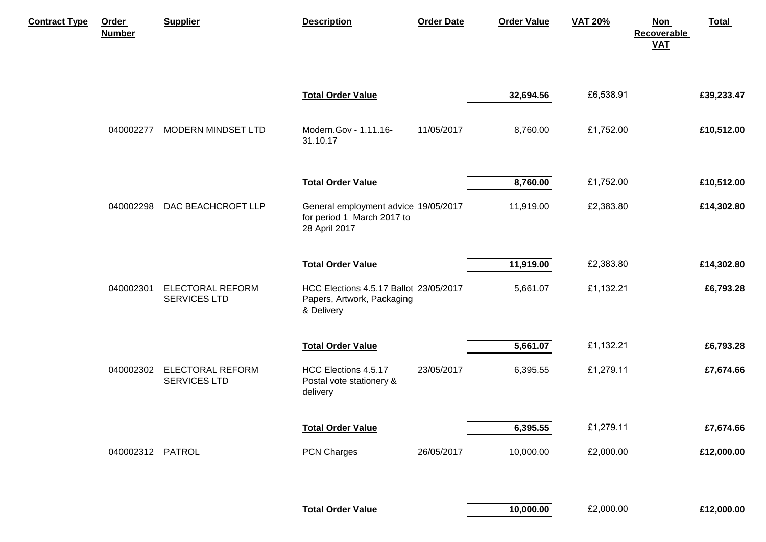| Contract Type | Order Number | Supplier | Description | Order Date | Order Value | VAT 20% | Non Recoverable VAT | Total |
|---|---|---|---|---|---|---|---|---|
| | | | **Total Order Value** | | **32,694.56** | £6,538.91 | | **£39,233.47** |
| | 040002277 | MODERN MINDSET LTD | Modern.Gov - 1.11.16-31.10.17 | 11/05/2017 | 8,760.00 | £1,752.00 | | **£10,512.00** |
| | | | **Total Order Value** | | **8,760.00** | £1,752.00 | | **£10,512.00** |
| | 040002298 | DAC BEACHCROFT LLP | General employment advice for period 1 March 2017 to 28 April 2017 | 19/05/2017 | 11,919.00 | £2,383.80 | | **£14,302.80** |
| | | | **Total Order Value** | | **11,919.00** | £2,383.80 | | **£14,302.80** |
| | 040002301 | ELECTORAL REFORM SERVICES LTD | HCC Elections 4.5.17 Ballot Papers, Artwork, Packaging & Delivery | 23/05/2017 | 5,661.07 | £1,132.21 | | **£6,793.28** |
| | | | **Total Order Value** | | **5,661.07** | £1,132.21 | | **£6,793.28** |
| | 040002302 | ELECTORAL REFORM SERVICES LTD | HCC Elections 4.5.17 Postal vote stationery & delivery | 23/05/2017 | 6,395.55 | £1,279.11 | | **£7,674.66** |
| | | | **Total Order Value** | | **6,395.55** | £1,279.11 | | **£7,674.66** |
| | 040002312 | PATROL | PCN Charges | 26/05/2017 | 10,000.00 | £2,000.00 | | **£12,000.00** |
| | | | **Total Order Value** | | **10,000.00** | £2,000.00 | | **£12,000.00** |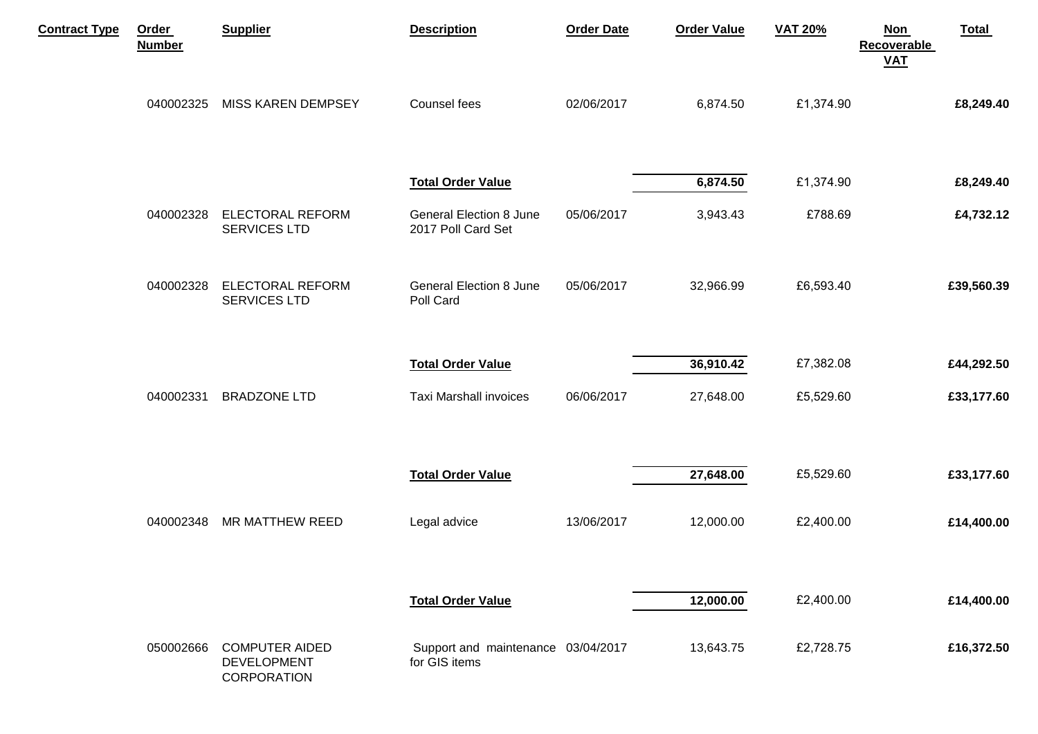| Contract Type | Order Number | Supplier | Description | Order Date | Order Value | VAT 20% | Non Recoverable VAT | Total |
|---|---|---|---|---|---|---|---|---|
| | 040002325 | MISS KAREN DEMPSEY | Counsel fees | 02/06/2017 | 6,874.50 | £1,374.90 | | **£8,249.40** |
| | | | **Total Order Value** | | **6,874.50** | £1,374.90 | | **£8,249.40** |
| | 040002328 | ELECTORAL REFORM SERVICES LTD | General Election 8 June 2017 Poll Card Set | 05/06/2017 | 3,943.43 | £788.69 | | **£4,732.12** |
| | 040002328 | ELECTORAL REFORM SERVICES LTD | General Election 8 June Poll Card | 05/06/2017 | 32,966.99 | £6,593.40 | | **£39,560.39** |
| | | | **Total Order Value** | | **36,910.42** | £7,382.08 | | **£44,292.50** |
| | 040002331 | BRADZONE LTD | Taxi Marshall invoices | 06/06/2017 | 27,648.00 | £5,529.60 | | **£33,177.60** |
| | | | **Total Order Value** | | **27,648.00** | £5,529.60 | | **£33,177.60** |
| | 040002348 | MR MATTHEW REED | Legal advice | 13/06/2017 | 12,000.00 | £2,400.00 | | **£14,400.00** |
| | | | **Total Order Value** | | **12,000.00** | £2,400.00 | | **£14,400.00** |
| | 050002666 | COMPUTER AIDED DEVELOPMENT CORPORATION | Support and maintenance for GIS items | 03/04/2017 | 13,643.75 | £2,728.75 | | **£16,372.50** |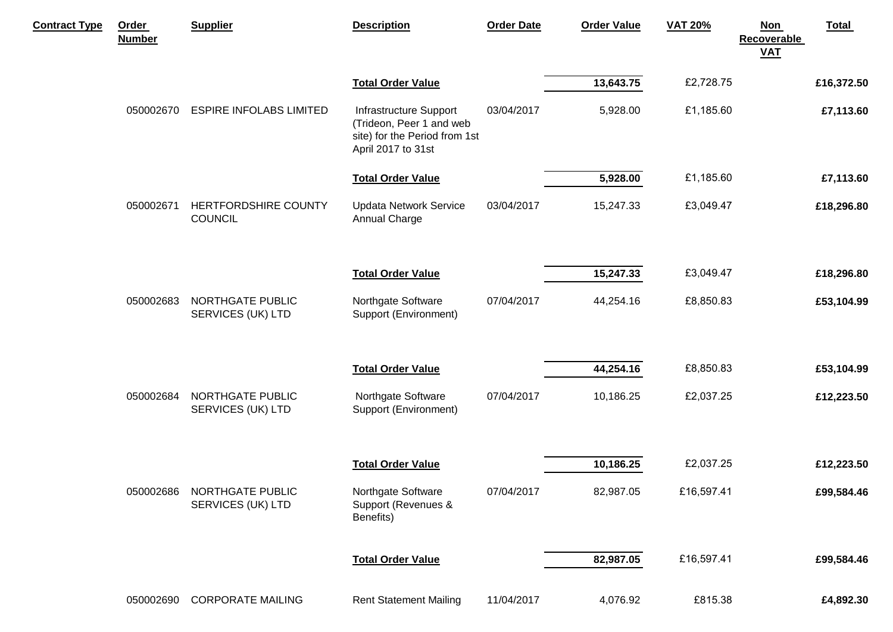| Contract Type | Order Number | Supplier | Description | Order Date | Order Value | VAT 20% | Non Recoverable VAT | Total |
|---|---|---|---|---|---|---|---|---|
| | | | **Total Order Value** | | **13,643.75** | £2,728.75 | | **£16,372.50** |
| | 050002670 | ESPIRE INFOLABS LIMITED | Infrastructure Support (Trideon, Peer 1 and web site) for the Period from 1st April 2017 to 31st | 03/04/2017 | 5,928.00 | £1,185.60 | | **£7,113.60** |
| | | | **Total Order Value** | | **5,928.00** | £1,185.60 | | **£7,113.60** |
| | 050002671 | HERTFORDSHIRE COUNTY COUNCIL | Updata Network Service Annual Charge | 03/04/2017 | 15,247.33 | £3,049.47 | | **£18,296.80** |
| | | | **Total Order Value** | | **15,247.33** | £3,049.47 | | **£18,296.80** |
| | 050002683 | NORTHGATE PUBLIC SERVICES (UK) LTD | Northgate Software Support (Environment) | 07/04/2017 | 44,254.16 | £8,850.83 | | **£53,104.99** |
| | | | **Total Order Value** | | **44,254.16** | £8,850.83 | | **£53,104.99** |
| | 050002684 | NORTHGATE PUBLIC SERVICES (UK) LTD | Northgate Software Support (Environment) | 07/04/2017 | 10,186.25 | £2,037.25 | | **£12,223.50** |
| | | | **Total Order Value** | | **10,186.25** | £2,037.25 | | **£12,223.50** |
| | 050002686 | NORTHGATE PUBLIC SERVICES (UK) LTD | Northgate Software Support (Revenues & Benefits) | 07/04/2017 | 82,987.05 | £16,597.41 | | **£99,584.46** |
| | | | **Total Order Value** | | **82,987.05** | £16,597.41 | | **£99,584.46** |
| | 050002690 | CORPORATE MAILING | Rent Statement Mailing | 11/04/2017 | 4,076.92 | £815.38 | | **£4,892.30** |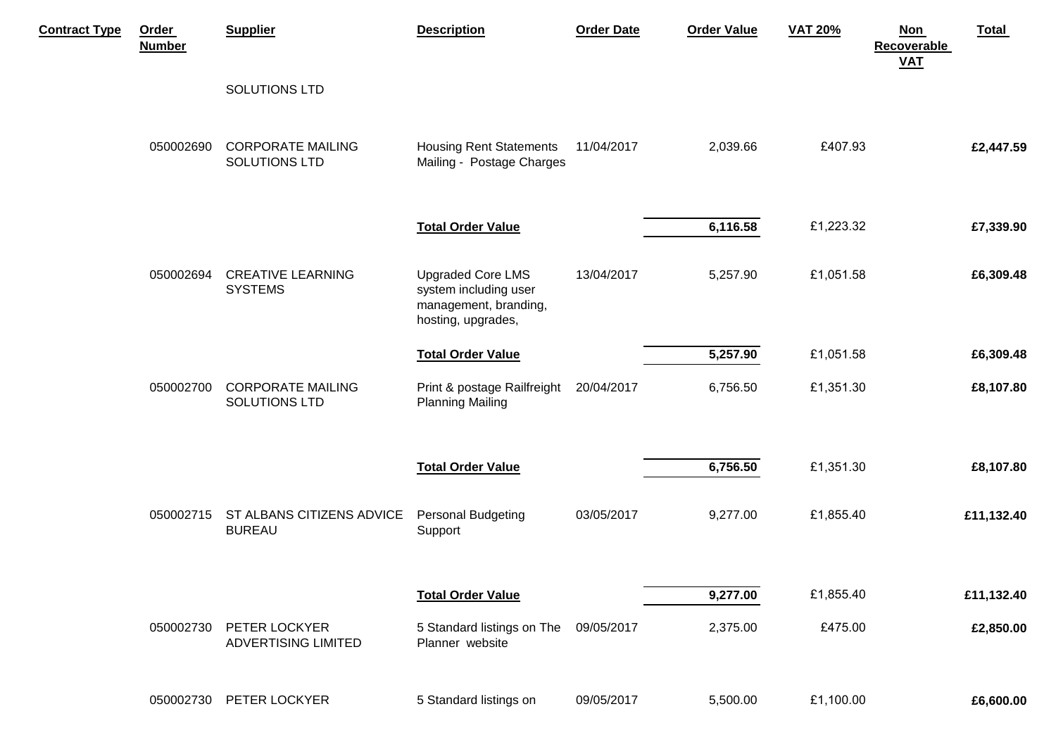| Contract Type | Order Number | Supplier | Description | Order Date | Order Value | VAT 20% | Non Recoverable VAT | Total |
|---|---|---|---|---|---|---|---|---|
| | | SOLUTIONS LTD | | | | | | |
| | 050002690 | CORPORATE MAILING SOLUTIONS LTD | Housing Rent Statements Mailing - Postage Charges | 11/04/2017 | 2,039.66 | £407.93 | | **£2,447.59** |
| | | | **Total Order Value** | | **6,116.58** | £1,223.32 | | **£7,339.90** |
| | 050002694 | CREATIVE LEARNING SYSTEMS | Upgraded Core LMS system including user management, branding, hosting, upgrades, | 13/04/2017 | 5,257.90 | £1,051.58 | | **£6,309.48** |
| | | | **Total Order Value** | | **5,257.90** | £1,051.58 | | **£6,309.48** |
| | 050002700 | CORPORATE MAILING SOLUTIONS LTD | Print & postage Railfreight Planning Mailing | 20/04/2017 | 6,756.50 | £1,351.30 | | **£8,107.80** |
| | | | **Total Order Value** | | **6,756.50** | £1,351.30 | | **£8,107.80** |
| | 050002715 | ST ALBANS CITIZENS ADVICE BUREAU | Personal Budgeting Support | 03/05/2017 | 9,277.00 | £1,855.40 | | **£11,132.40** |
| | | | **Total Order Value** | | **9,277.00** | £1,855.40 | | **£11,132.40** |
| | 050002730 | PETER LOCKYER ADVERTISING LIMITED | 5 Standard listings on The Planner website | 09/05/2017 | 2,375.00 | £475.00 | | **£2,850.00** |
| | 050002730 | PETER LOCKYER | 5 Standard listings on | 09/05/2017 | 5,500.00 | £1,100.00 | | **£6,600.00** |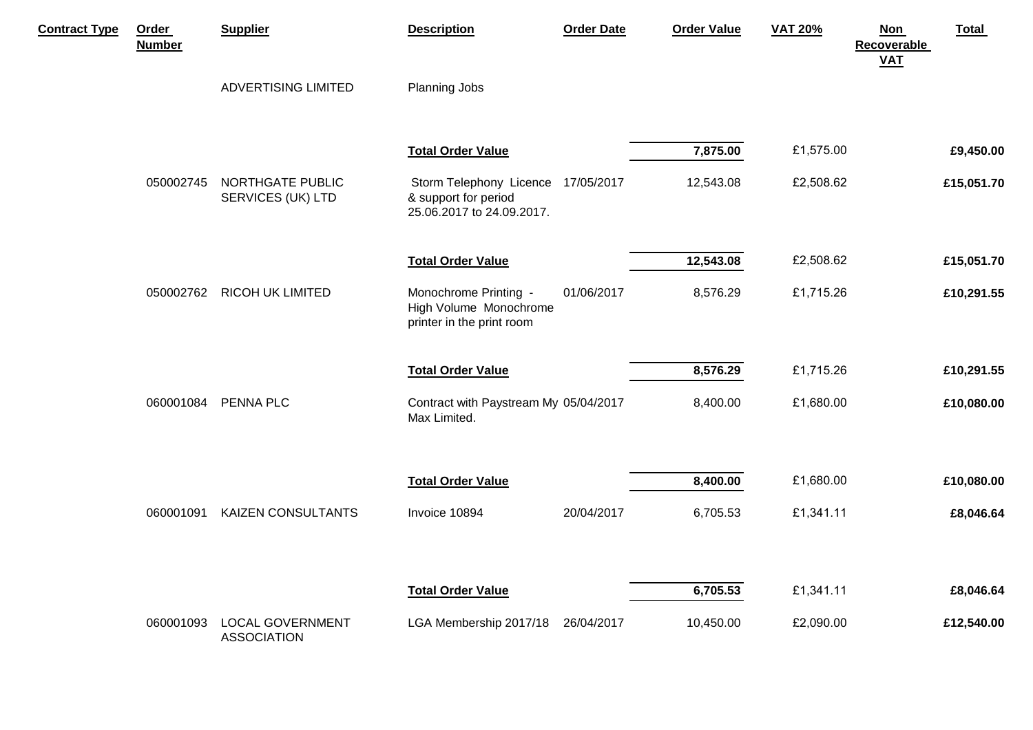| Contract Type | Order Number | Supplier | Description | Order Date | Order Value | VAT 20% | Non Recoverable VAT | Total |
|---|---|---|---|---|---|---|---|---|
| | | ADVERTISING LIMITED | Planning Jobs | | | | | |
| | | | **Total Order Value** | | **7,875.00** | £1,575.00 | | **£9,450.00** |
| | 050002745 | NORTHGATE PUBLIC SERVICES (UK) LTD | Storm Telephony Licence & support for period 25.06.2017 to 24.09.2017. | 17/05/2017 | 12,543.08 | £2,508.62 | | **£15,051.70** |
| | | | **Total Order Value** | | **12,543.08** | £2,508.62 | | **£15,051.70** |
| | 050002762 | RICOH UK LIMITED | Monochrome Printing - High Volume Monochrome printer in the print room | 01/06/2017 | 8,576.29 | £1,715.26 | | **£10,291.55** |
| | | | **Total Order Value** | | **8,576.29** | £1,715.26 | | **£10,291.55** |
| | 060001084 | PENNA PLC | Contract with Paystream My Max Limited. | 05/04/2017 | 8,400.00 | £1,680.00 | | **£10,080.00** |
| | | | **Total Order Value** | | **8,400.00** | £1,680.00 | | **£10,080.00** |
| | 060001091 | KAIZEN CONSULTANTS | Invoice 10894 | 20/04/2017 | 6,705.53 | £1,341.11 | | **£8,046.64** |
| | | | **Total Order Value** | | **6,705.53** | £1,341.11 | | **£8,046.64** |
| | 060001093 | LOCAL GOVERNMENT ASSOCIATION | LGA Membership 2017/18 | 26/04/2017 | 10,450.00 | £2,090.00 | | **£12,540.00** |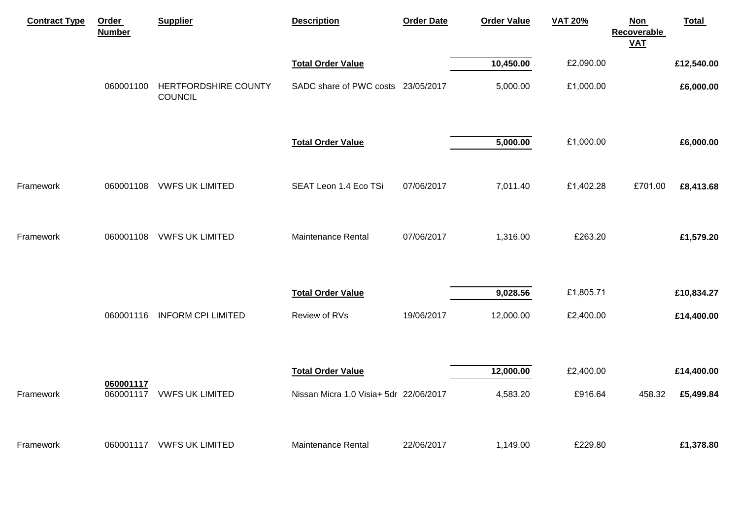| Contract Type | Order Number | Supplier | Description | Order Date | Order Value | VAT 20% | Non Recoverable VAT | Total |
|---|---|---|---|---|---|---|---|---|
| | | | **Total Order Value** | | **10,450.00** | £2,090.00 | | **£12,540.00** |
| | 060001100 | HERTFORDSHIRE COUNTY COUNCIL | SADC share of PWC costs | 23/05/2017 | 5,000.00 | £1,000.00 | | **£6,000.00** |
| | | | **Total Order Value** | | **5,000.00** | £1,000.00 | | **£6,000.00** |
| Framework | 060001108 | VWFS UK LIMITED | SEAT Leon 1.4 Eco TSi | 07/06/2017 | 7,011.40 | £1,402.28 | £701.00 | **£8,413.68** |
| Framework | 060001108 | VWFS UK LIMITED | Maintenance Rental | 07/06/2017 | 1,316.00 | £263.20 | | **£1,579.20** |
| | | | **Total Order Value** | | **9,028.56** | £1,805.71 | | **£10,834.27** |
| | 060001116 | INFORM CPI LIMITED | Review of RVs | 19/06/2017 | 12,000.00 | £2,400.00 | | **£14,400.00** |
| | | | **Total Order Value** | | **12,000.00** | £2,400.00 | | **£14,400.00** |
| | **060001117** | | | | | | | |
| Framework | 060001117 | VWFS UK LIMITED | Nissan Micra 1.0 Visia+ 5dr | 22/06/2017 | 4,583.20 | £916.64 | 458.32 | **£5,499.84** |
| Framework | 060001117 | VWFS UK LIMITED | Maintenance Rental | 22/06/2017 | 1,149.00 | £229.80 | | **£1,378.80** |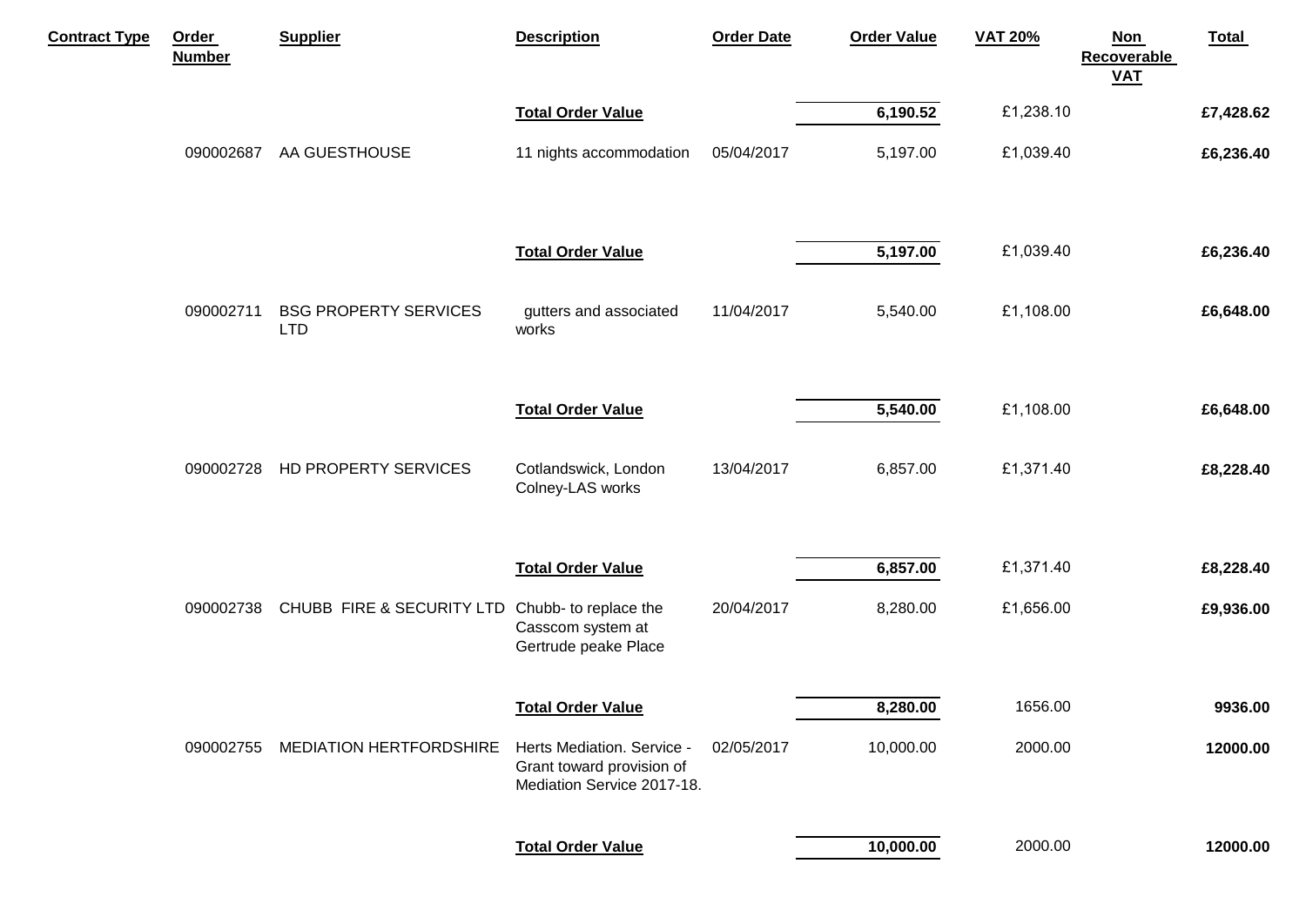| Contract Type | Order Number | Supplier | Description | Order Date | Order Value | VAT 20% | Non Recoverable VAT | Total |
|---|---|---|---|---|---|---|---|---|
| | | | **Total Order Value** | | **6,190.52** | £1,238.10 | | **£7,428.62** |
| | 090002687 | AA GUESTHOUSE | 11 nights accommodation | 05/04/2017 | 5,197.00 | £1,039.40 | | **£6,236.40** |
| | | | **Total Order Value** | | **5,197.00** | £1,039.40 | | **£6,236.40** |
| | 090002711 | BSG PROPERTY SERVICES LTD | gutters and associated works | 11/04/2017 | 5,540.00 | £1,108.00 | | **£6,648.00** |
| | | | **Total Order Value** | | **5,540.00** | £1,108.00 | | **£6,648.00** |
| | 090002728 | HD PROPERTY SERVICES | Cotlandswick, London Colney-LAS works | 13/04/2017 | 6,857.00 | £1,371.40 | | **£8,228.40** |
| | | | **Total Order Value** | | **6,857.00** | £1,371.40 | | **£8,228.40** |
| | 090002738 | CHUBB FIRE & SECURITY LTD | Chubb- to replace the Casscom system at Gertrude peake Place | 20/04/2017 | 8,280.00 | £1,656.00 | | **£9,936.00** |
| | | | **Total Order Value** | | **8,280.00** | 1656.00 | | **9936.00** |
| | 090002755 | MEDIATION HERTFORDSHIRE | Herts Mediation. Service - Grant toward provision of Mediation Service 2017-18. | 02/05/2017 | 10,000.00 | 2000.00 | | **12000.00** |
| | | | **Total Order Value** | | **10,000.00** | 2000.00 | | **12000.00** |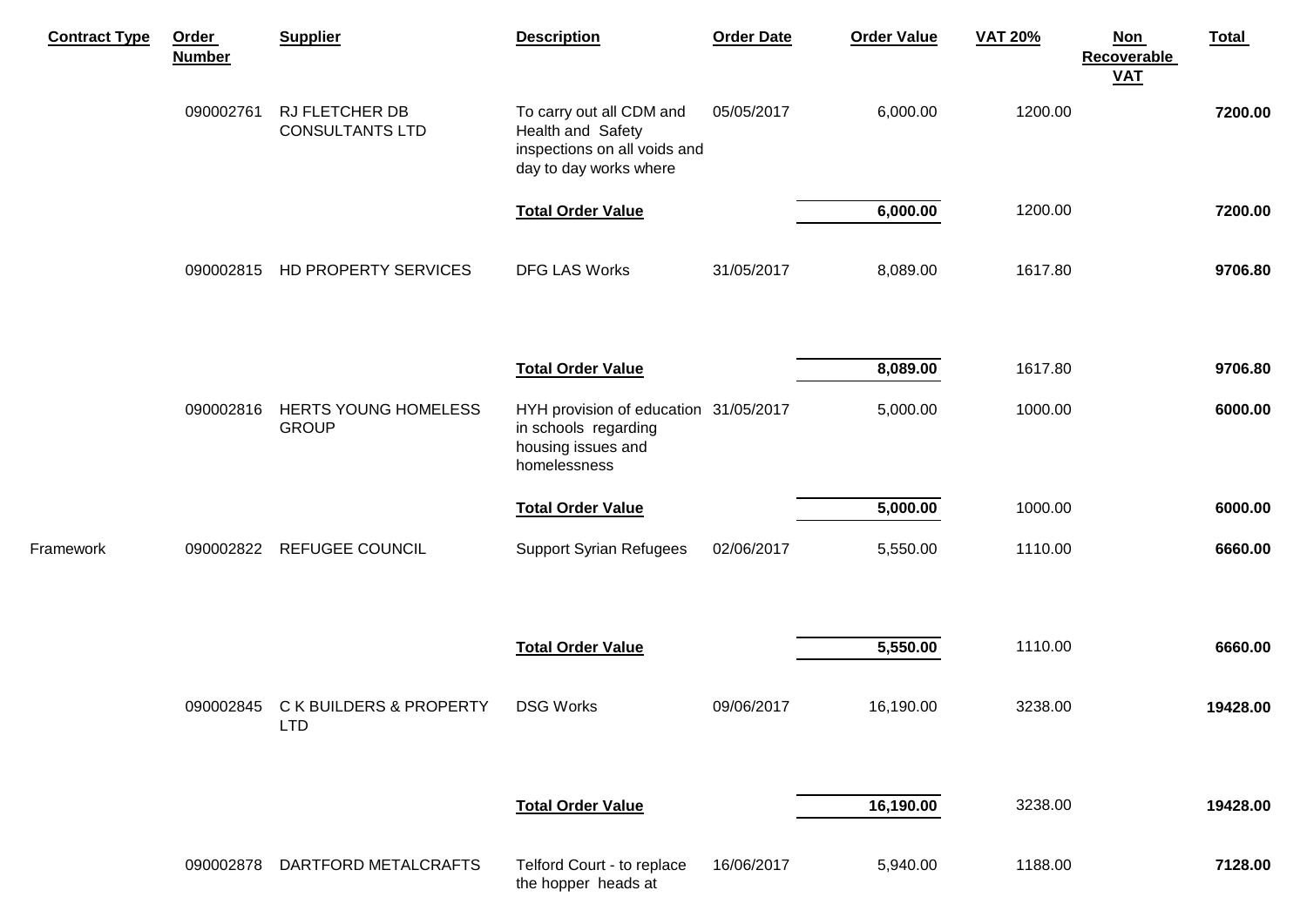| Contract Type | Order Number | Supplier | Description | Order Date | Order Value | VAT 20% | Non Recoverable VAT | Total |
|---|---|---|---|---|---|---|---|---|
| | 090002761 | RJ FLETCHER DB CONSULTANTS LTD | To carry out all CDM and Health and Safety inspections on all voids and day to day works where | 05/05/2017 | 6,000.00 | 1200.00 | | **7200.00** |
| | | | **Total Order Value** | | **6,000.00** | 1200.00 | | **7200.00** |
| | 090002815 | HD PROPERTY SERVICES | DFG LAS Works | 31/05/2017 | 8,089.00 | 1617.80 | | **9706.80** |
| | | | **Total Order Value** | | **8,089.00** | 1617.80 | | **9706.80** |
| | 090002816 | HERTS YOUNG HOMELESS GROUP | HYH provision of education in schools regarding housing issues and homelessness | 31/05/2017 | 5,000.00 | 1000.00 | | **6000.00** |
| | | | **Total Order Value** | | **5,000.00** | 1000.00 | | **6000.00** |
| Framework | 090002822 | REFUGEE COUNCIL | Support Syrian Refugees | 02/06/2017 | 5,550.00 | 1110.00 | | **6660.00** |
| | | | **Total Order Value** | | **5,550.00** | 1110.00 | | **6660.00** |
| | 090002845 | C K BUILDERS & PROPERTY LTD | DSG Works | 09/06/2017 | 16,190.00 | 3238.00 | | **19428.00** |
| | | | **Total Order Value** | | **16,190.00** | 3238.00 | | **19428.00** |
| | 090002878 | DARTFORD METALCRAFTS | Telford Court - to replace the hopper heads at | 16/06/2017 | 5,940.00 | 1188.00 | | **7128.00** |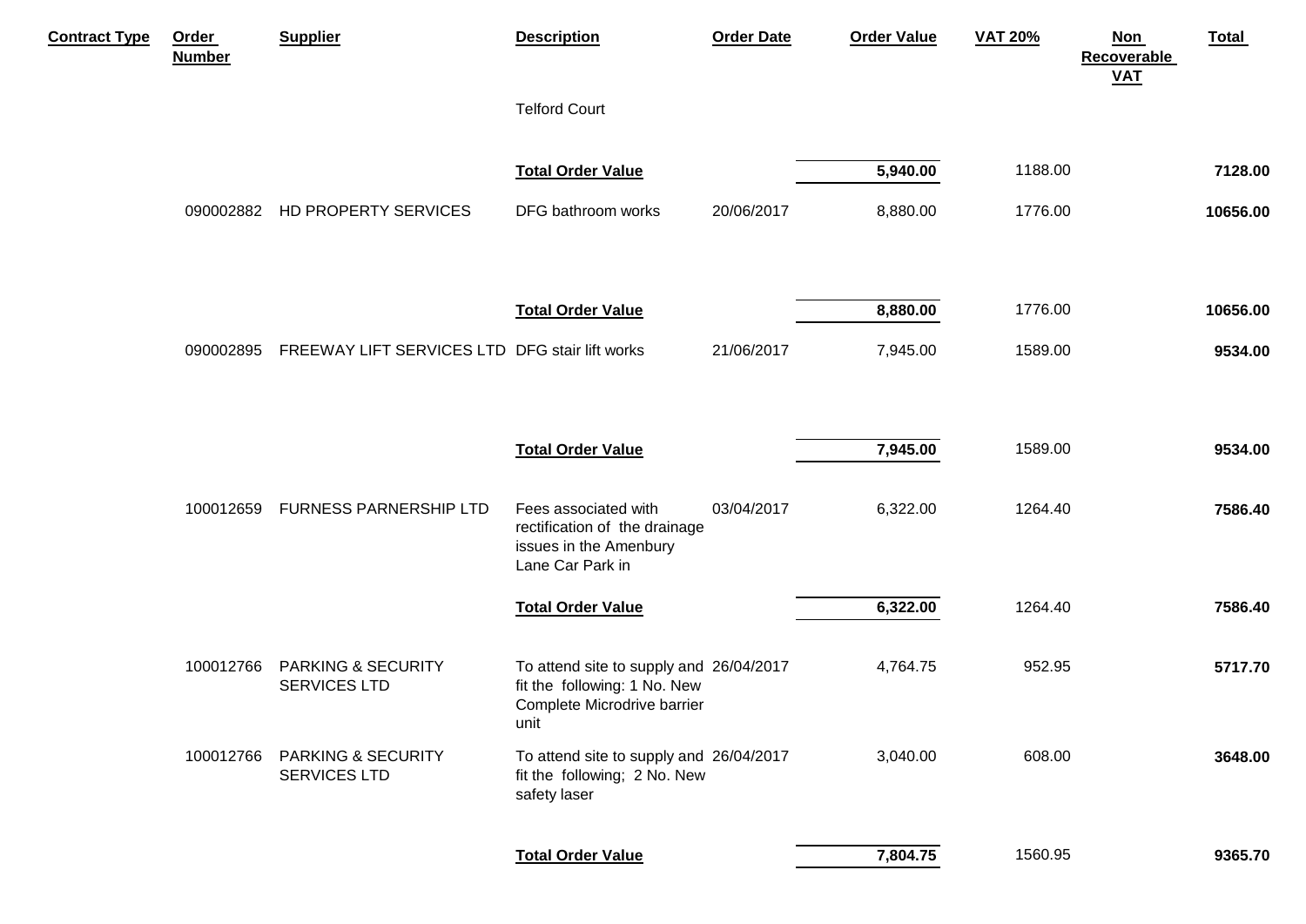| Contract Type | Order Number | Supplier | Description | Order Date | Order Value | VAT 20% | Non Recoverable VAT | Total |
|---|---|---|---|---|---|---|---|---|
| | | | Telford Court | | | | | |
| | | | **Total Order Value** | | **5,940.00** | 1188.00 | | **7128.00** |
| | 090002882 | HD PROPERTY SERVICES | DFG bathroom works | 20/06/2017 | 8,880.00 | 1776.00 | | **10656.00** |
| | | | **Total Order Value** | | **8,880.00** | 1776.00 | | **10656.00** |
| | 090002895 | FREEWAY LIFT SERVICES LTD | DFG stair lift works | 21/06/2017 | 7,945.00 | 1589.00 | | **9534.00** |
| | | | **Total Order Value** | | **7,945.00** | 1589.00 | | **9534.00** |
| | 100012659 | FURNESS PARNERSHIP LTD | Fees associated with rectification of the drainage issues in the Amenbury Lane Car Park in | 03/04/2017 | 6,322.00 | 1264.40 | | **7586.40** |
| | | | **Total Order Value** | | **6,322.00** | 1264.40 | | **7586.40** |
| | 100012766 | PARKING & SECURITY SERVICES LTD | To attend site to supply and fit the following: 1 No. New Complete Microdrive barrier unit | 26/04/2017 | 4,764.75 | 952.95 | | **5717.70** |
| | 100012766 | PARKING & SECURITY SERVICES LTD | To attend site to supply and fit the following; 2 No. New safety laser | 26/04/2017 | 3,040.00 | 608.00 | | **3648.00** |
| | | | **Total Order Value** | | **7,804.75** | 1560.95 | | **9365.70** |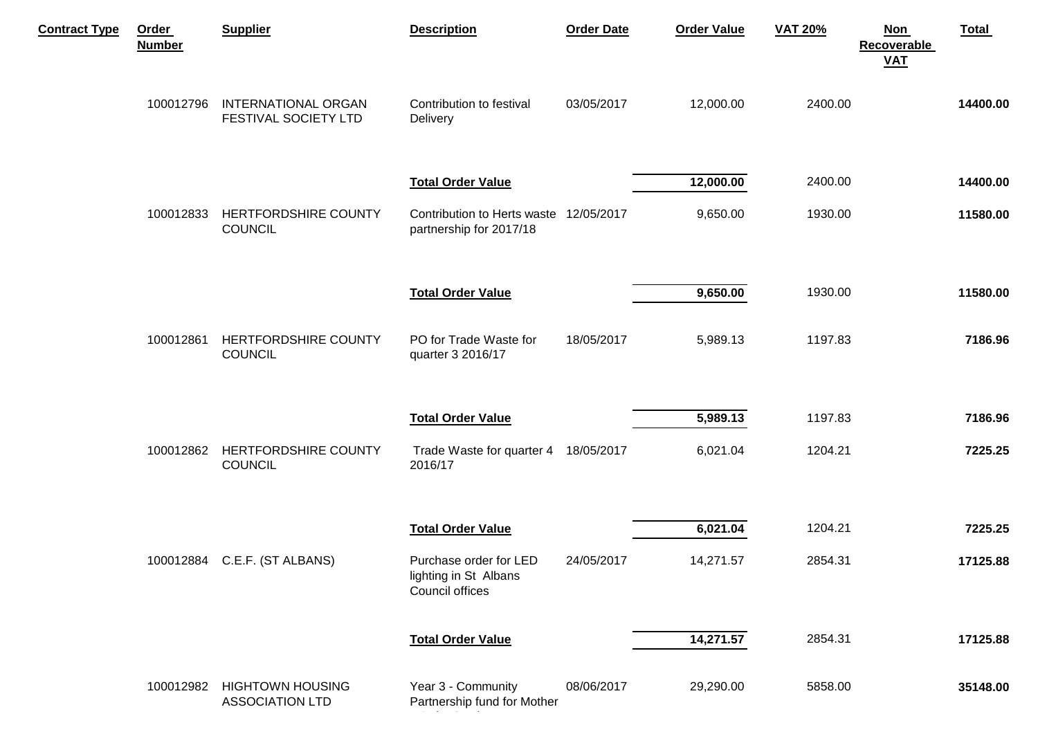| Contract Type | Order Number | Supplier | Description | Order Date | Order Value | VAT 20% | Non Recoverable VAT | Total |
|---|---|---|---|---|---|---|---|---|
| | 100012796 | INTERNATIONAL ORGAN FESTIVAL SOCIETY LTD | Contribution to festival Delivery | 03/05/2017 | 12,000.00 | 2400.00 | | **14400.00** |
| | | | **Total Order Value** | | **12,000.00** | 2400.00 | | **14400.00** |
| | 100012833 | HERTFORDSHIRE COUNTY COUNCIL | Contribution to Herts waste partnership for 2017/18 | 12/05/2017 | 9,650.00 | 1930.00 | | **11580.00** |
| | | | **Total Order Value** | | **9,650.00** | 1930.00 | | **11580.00** |
| | 100012861 | HERTFORDSHIRE COUNTY COUNCIL | PO for Trade Waste for quarter 3 2016/17 | 18/05/2017 | 5,989.13 | 1197.83 | | **7186.96** |
| | | | **Total Order Value** | | **5,989.13** | 1197.83 | | **7186.96** |
| | 100012862 | HERTFORDSHIRE COUNTY COUNCIL | Trade Waste for quarter 4 2016/17 | 18/05/2017 | 6,021.04 | 1204.21 | | **7225.25** |
| | | | **Total Order Value** | | **6,021.04** | 1204.21 | | **7225.25** |
| | 100012884 | C.E.F. (ST ALBANS) | Purchase order for LED lighting in St Albans Council offices | 24/05/2017 | 14,271.57 | 2854.31 | | **17125.88** |
| | | | **Total Order Value** | | **14,271.57** | 2854.31 | | **17125.88** |
| | 100012982 | HIGHTOWN HOUSING ASSOCIATION LTD | Year 3 - Community Partnership fund for Mother | 08/06/2017 | 29,290.00 | 5858.00 | | **35148.00** |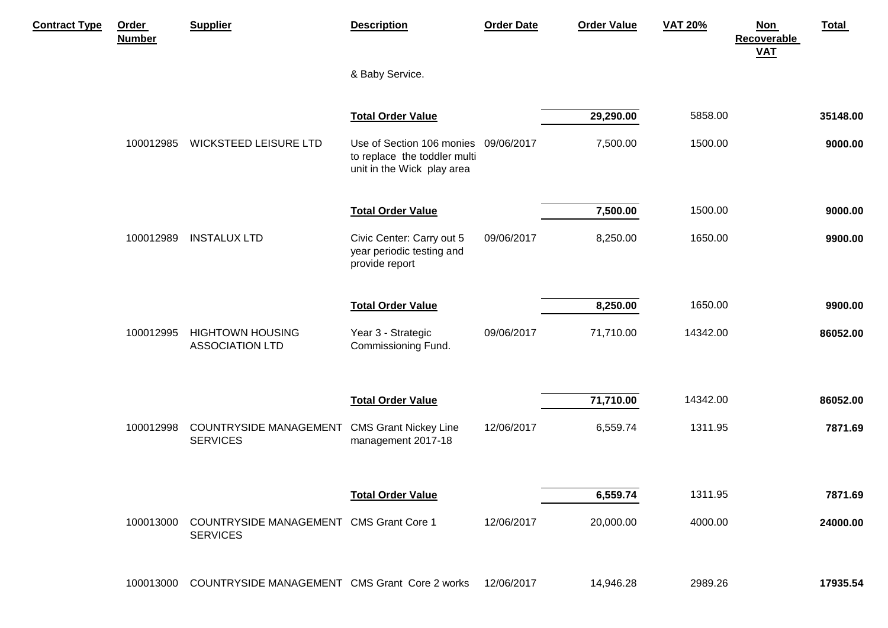| Contract Type | Order Number | Supplier | Description | Order Date | Order Value | VAT 20% | Non Recoverable VAT | Total |
|---|---|---|---|---|---|---|---|---|
| | | | & Baby Service. | | | | | |
| | | | **Total Order Value** | | **29,290.00** | 5858.00 | | **35148.00** |
| | 100012985 | WICKSTEED LEISURE LTD | Use of Section 106 monies to replace the toddler multi unit in the Wick play area | 09/06/2017 | 7,500.00 | 1500.00 | | **9000.00** |
| | | | **Total Order Value** | | **7,500.00** | 1500.00 | | **9000.00** |
| | 100012989 | INSTALUX LTD | Civic Center: Carry out 5 year periodic testing and provide report | 09/06/2017 | 8,250.00 | 1650.00 | | **9900.00** |
| | | | **Total Order Value** | | **8,250.00** | 1650.00 | | **9900.00** |
| | 100012995 | HIGHTOWN HOUSING ASSOCIATION LTD | Year 3 - Strategic Commissioning Fund. | 09/06/2017 | 71,710.00 | 14342.00 | | **86052.00** |
| | | | **Total Order Value** | | **71,710.00** | 14342.00 | | **86052.00** |
| | 100012998 | COUNTRYSIDE MANAGEMENT SERVICES | CMS Grant Nickey Line management 2017-18 | 12/06/2017 | 6,559.74 | 1311.95 | | **7871.69** |
| | | | **Total Order Value** | | **6,559.74** | 1311.95 | | **7871.69** |
| | 100013000 | COUNTRYSIDE MANAGEMENT SERVICES | CMS Grant Core 1 | 12/06/2017 | 20,000.00 | 4000.00 | | **24000.00** |
| | 100013000 | COUNTRYSIDE MANAGEMENT | CMS Grant Core 2 works | 12/06/2017 | 14,946.28 | 2989.26 | | **17935.54** |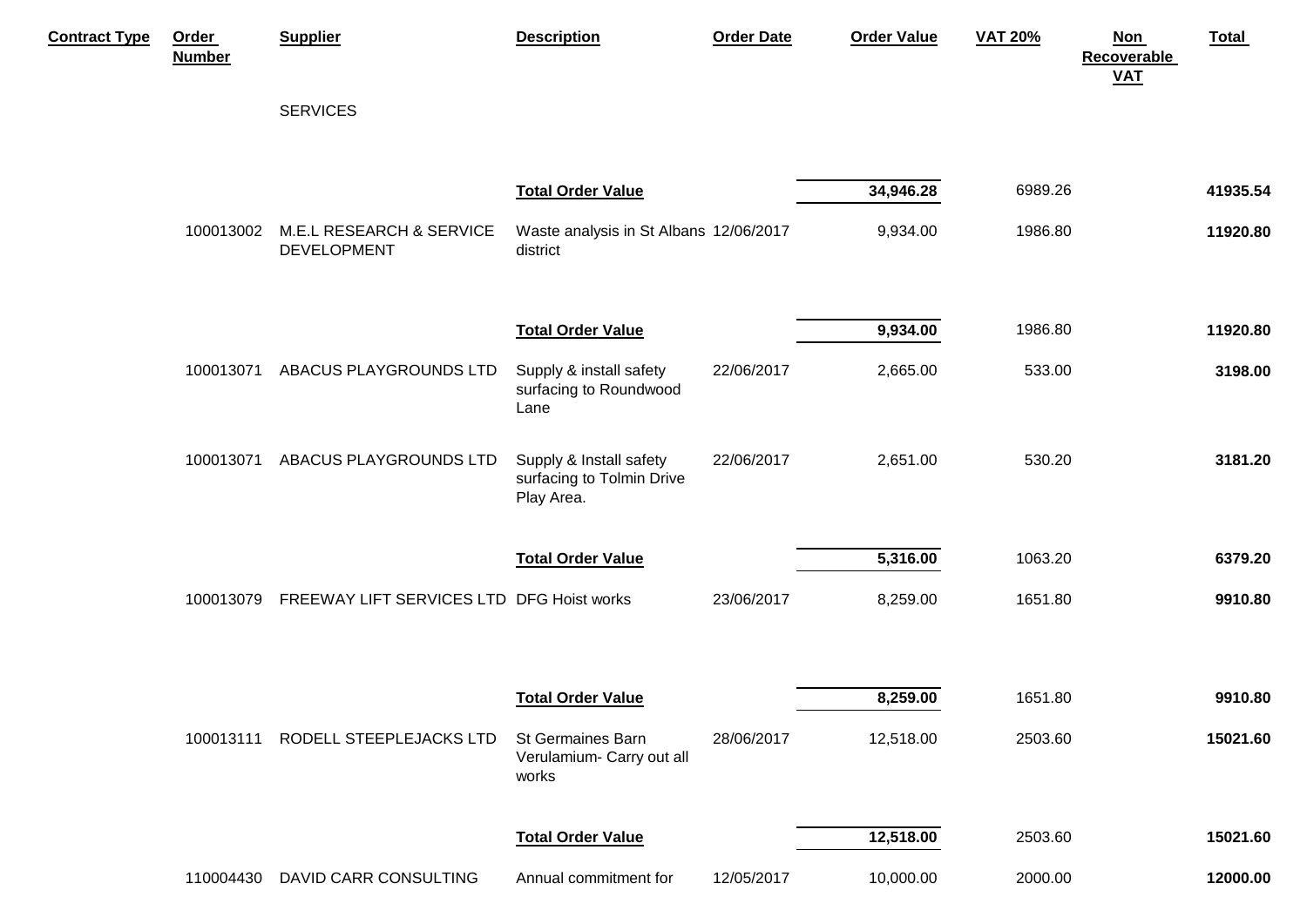| Contract Type | Order Number | Supplier | Description | Order Date | Order Value | VAT 20% | Non Recoverable VAT | Total |
|---|---|---|---|---|---|---|---|---|
| | | SERVICES | | | | | | |
| | | | **Total Order Value** | | **34,946.28** | 6989.26 | | **41935.54** |
| | 100013002 | M.E.L RESEARCH & SERVICE DEVELOPMENT | Waste analysis in St Albans district | 12/06/2017 | 9,934.00 | 1986.80 | | **11920.80** |
| | | | **Total Order Value** | | **9,934.00** | 1986.80 | | **11920.80** |
| | 100013071 | ABACUS PLAYGROUNDS LTD | Supply & install safety surfacing to Roundwood Lane | 22/06/2017 | 2,665.00 | 533.00 | | **3198.00** |
| | 100013071 | ABACUS PLAYGROUNDS LTD | Supply & Install safety surfacing to Tolmin Drive Play Area. | 22/06/2017 | 2,651.00 | 530.20 | | **3181.20** |
| | | | **Total Order Value** | | **5,316.00** | 1063.20 | | **6379.20** |
| | 100013079 | FREEWAY LIFT SERVICES LTD | DFG Hoist works | 23/06/2017 | 8,259.00 | 1651.80 | | **9910.80** |
| | | | **Total Order Value** | | **8,259.00** | 1651.80 | | **9910.80** |
| | 100013111 | RODELL STEEPLEJACKS LTD | St Germaines Barn Verulamium- Carry out all works | 28/06/2017 | 12,518.00 | 2503.60 | | **15021.60** |
| | | | **Total Order Value** | | **12,518.00** | 2503.60 | | **15021.60** |
| | 110004430 | DAVID CARR CONSULTING | Annual commitment for | 12/05/2017 | 10,000.00 | 2000.00 | | **12000.00** |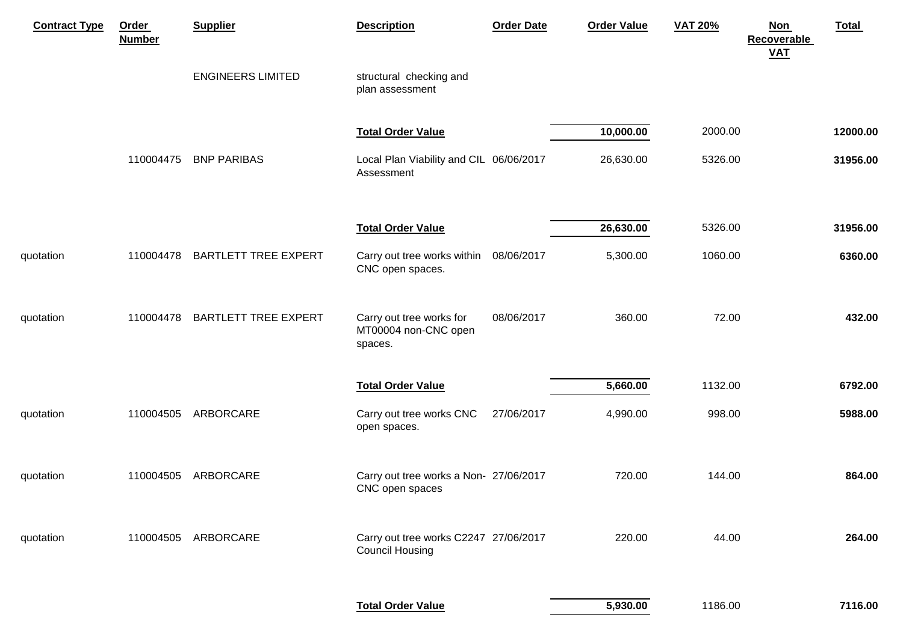| Contract Type | Order Number | Supplier | Description | Order Date | Order Value | VAT 20% | Non Recoverable VAT | Total |
|---|---|---|---|---|---|---|---|---|
| | | ENGINEERS LIMITED | structural checking and plan assessment | | | | | |
| | | | **Total Order Value** | | **10,000.00** | 2000.00 | | **12000.00** |
| | 110004475 | BNP PARIBAS | Local Plan Viability and CIL Assessment | 06/06/2017 | 26,630.00 | 5326.00 | | **31956.00** |
| | | | **Total Order Value** | | **26,630.00** | 5326.00 | | **31956.00** |
| quotation | 110004478 | BARTLETT TREE EXPERT | Carry out tree works within CNC open spaces. | 08/06/2017 | 5,300.00 | 1060.00 | | **6360.00** |
| quotation | 110004478 | BARTLETT TREE EXPERT | Carry out tree works for MT00004 non-CNC open spaces. | 08/06/2017 | 360.00 | 72.00 | | **432.00** |
| | | | **Total Order Value** | | **5,660.00** | 1132.00 | | **6792.00** |
| quotation | 110004505 | ARBORCARE | Carry out tree works CNC open spaces. | 27/06/2017 | 4,990.00 | 998.00 | | **5988.00** |
| quotation | 110004505 | ARBORCARE | Carry out tree works a Non-CNC open spaces | 27/06/2017 | 720.00 | 144.00 | | **864.00** |
| quotation | 110004505 | ARBORCARE | Carry out tree works C2247 Council Housing | 27/06/2017 | 220.00 | 44.00 | | **264.00** |
| | | | **Total Order Value** | | **5,930.00** | 1186.00 | | **7116.00** |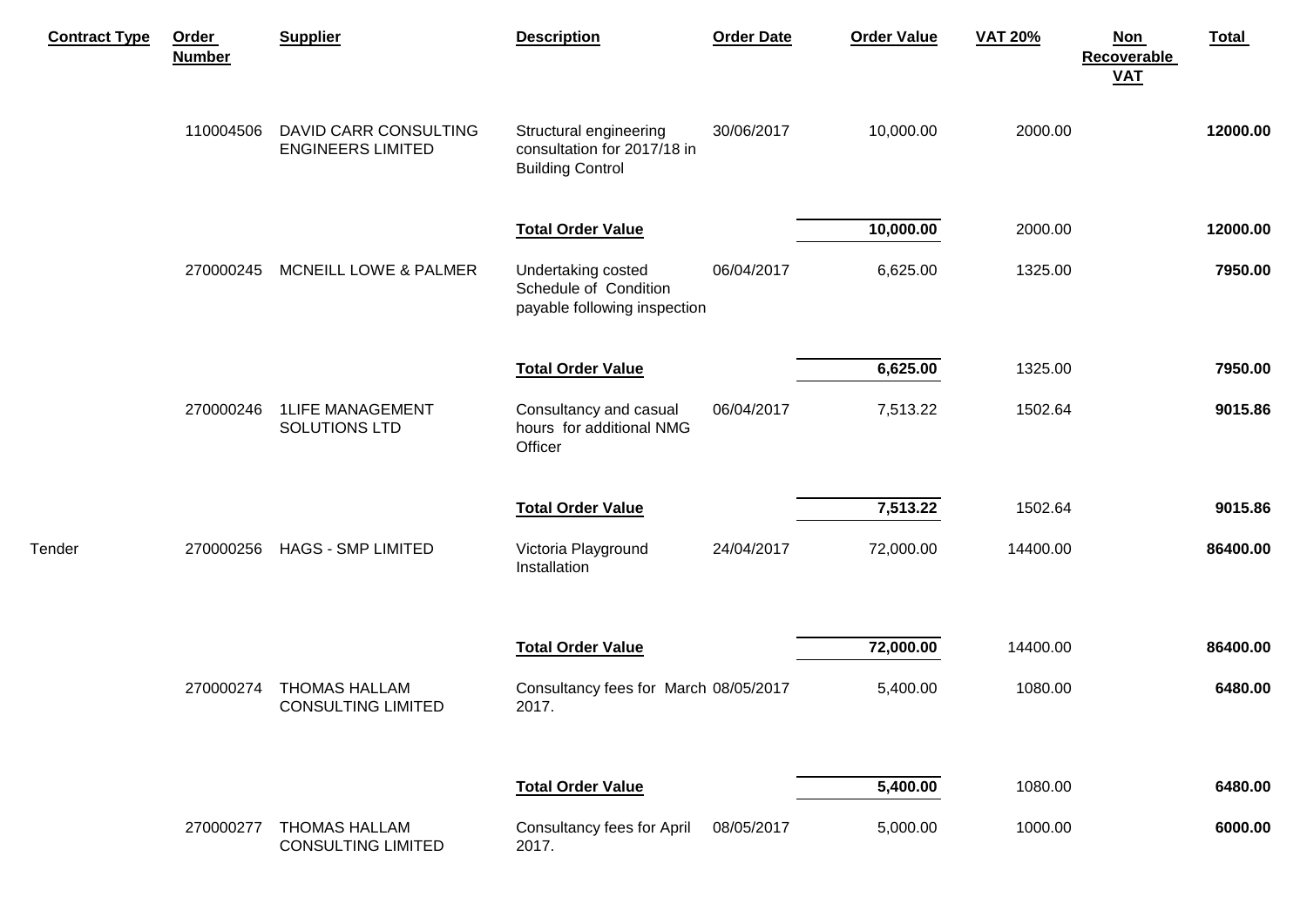| Contract Type | Order Number | Supplier | Description | Order Date | Order Value | VAT 20% | Non Recoverable VAT | Total |
|---|---|---|---|---|---|---|---|---|
| | 110004506 | DAVID CARR CONSULTING ENGINEERS LIMITED | Structural engineering consultation for 2017/18 in Building Control | 30/06/2017 | 10,000.00 | 2000.00 | | **12000.00** |
| | | | **Total Order Value** | | **10,000.00** | 2000.00 | | **12000.00** |
| | 270000245 | MCNEILL LOWE & PALMER | Undertaking costed Schedule of Condition payable following inspection | 06/04/2017 | 6,625.00 | 1325.00 | | **7950.00** |
| | | | **Total Order Value** | | **6,625.00** | 1325.00 | | **7950.00** |
| | 270000246 | 1LIFE MANAGEMENT SOLUTIONS LTD | Consultancy and casual hours for additional NMG Officer | 06/04/2017 | 7,513.22 | 1502.64 | | **9015.86** |
| | | | **Total Order Value** | | **7,513.22** | 1502.64 | | **9015.86** |
| Tender | 270000256 | HAGS - SMP LIMITED | Victoria Playground Installation | 24/04/2017 | 72,000.00 | 14400.00 | | **86400.00** |
| | | | **Total Order Value** | | **72,000.00** | 14400.00 | | **86400.00** |
| | 270000274 | THOMAS HALLAM CONSULTING LIMITED | Consultancy fees for March 2017. | 08/05/2017 | 5,400.00 | 1080.00 | | **6480.00** |
| | | | **Total Order Value** | | **5,400.00** | 1080.00 | | **6480.00** |
| | 270000277 | THOMAS HALLAM CONSULTING LIMITED | Consultancy fees for April 2017. | 08/05/2017 | 5,000.00 | 1000.00 | | **6000.00** |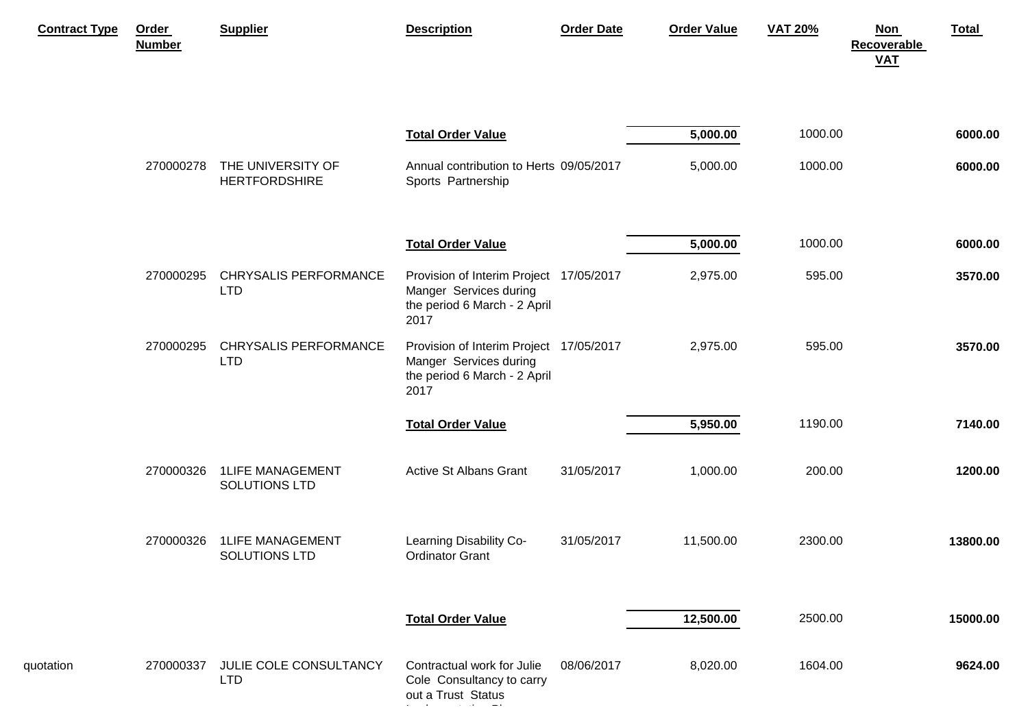| Contract Type | Order Number | Supplier | Description | Order Date | Order Value | VAT 20% | Non Recoverable VAT | Total |
|---|---|---|---|---|---|---|---|---|
| | | | **Total Order Value** | | **5,000.00** | 1000.00 | | **6000.00** |
| | 270000278 | THE UNIVERSITY OF HERTFORDSHIRE | Annual contribution to Herts Sports Partnership | 09/05/2017 | 5,000.00 | 1000.00 | | **6000.00** |
| | | | **Total Order Value** | | **5,000.00** | 1000.00 | | **6000.00** |
| | 270000295 | CHRYSALIS PERFORMANCE LTD | Provision of Interim Project Manger Services during the period 6 March - 2 April 2017 | 17/05/2017 | 2,975.00 | 595.00 | | **3570.00** |
| | 270000295 | CHRYSALIS PERFORMANCE LTD | Provision of Interim Project Manger Services during the period 6 March - 2 April 2017 | 17/05/2017 | 2,975.00 | 595.00 | | **3570.00** |
| | | | **Total Order Value** | | **5,950.00** | 1190.00 | | **7140.00** |
| | 270000326 | 1LIFE MANAGEMENT SOLUTIONS LTD | Active St Albans Grant | 31/05/2017 | 1,000.00 | 200.00 | | **1200.00** |
| | 270000326 | 1LIFE MANAGEMENT SOLUTIONS LTD | Learning Disability Co-Ordinator Grant | 31/05/2017 | 11,500.00 | 2300.00 | | **13800.00** |
| | | | **Total Order Value** | | **12,500.00** | 2500.00 | | **15000.00** |
| quotation | 270000337 | JULIE COLE CONSULTANCY LTD | Contractual work for Julie Cole Consultancy to carry out a Trust Status Implementation Plan | 08/06/2017 | 8,020.00 | 1604.00 | | **9624.00** |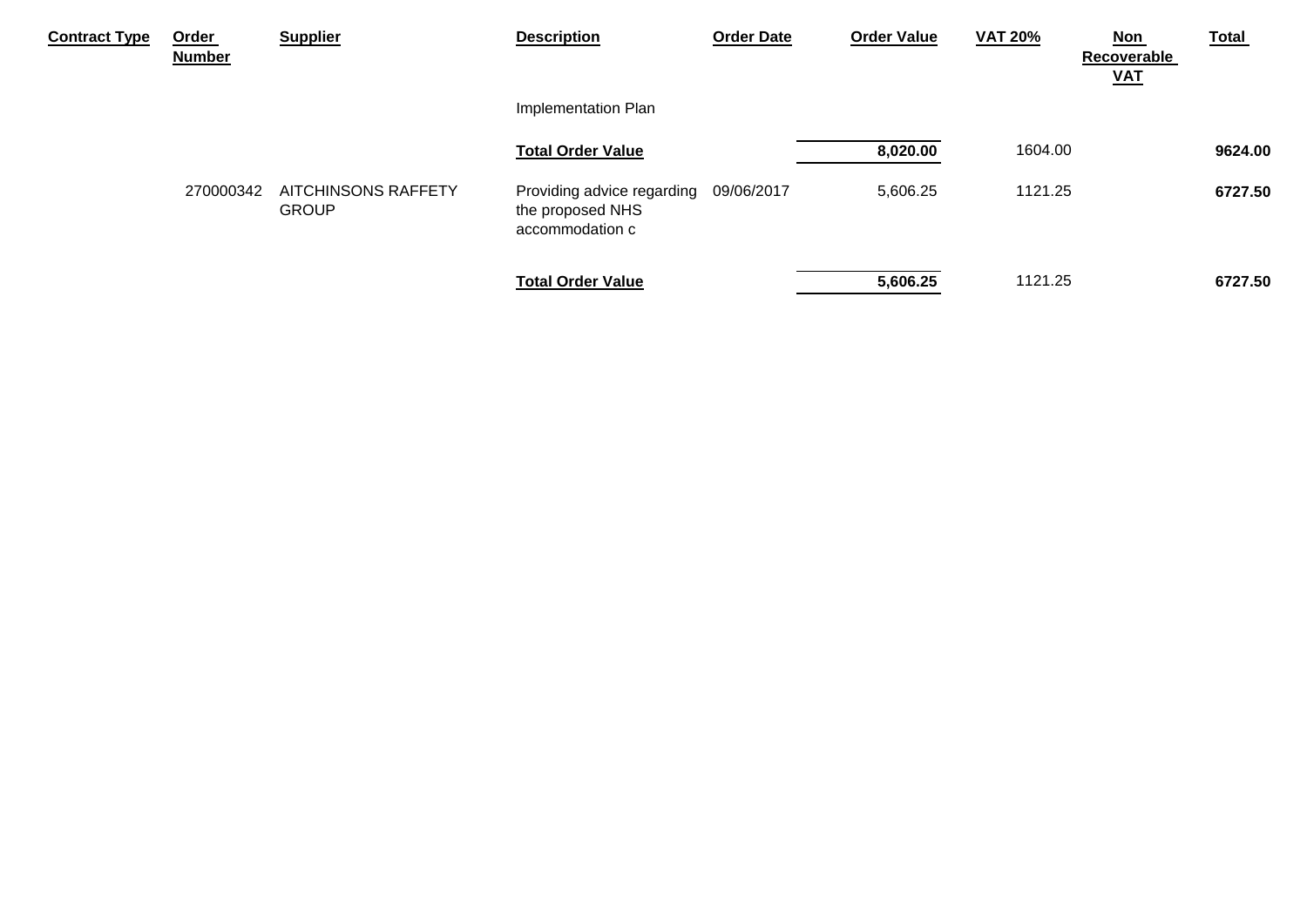| Contract Type | Order Number | Supplier | Description | Order Date | Order Value | VAT 20% | Non Recoverable VAT | Total |
|---|---|---|---|---|---|---|---|---|
| | | | Implementation Plan | | | | | |
| | | | **Total Order Value** | | **8,020.00** | 1604.00 | | **9624.00** |
| | 270000342 | AITCHINSONS RAFFETY GROUP | Providing advice regarding the proposed NHS accommodation c | 09/06/2017 | 5,606.25 | 1121.25 | | **6727.50** |
| | | | **Total Order Value** | | **5,606.25** | 1121.25 | | **6727.50** |